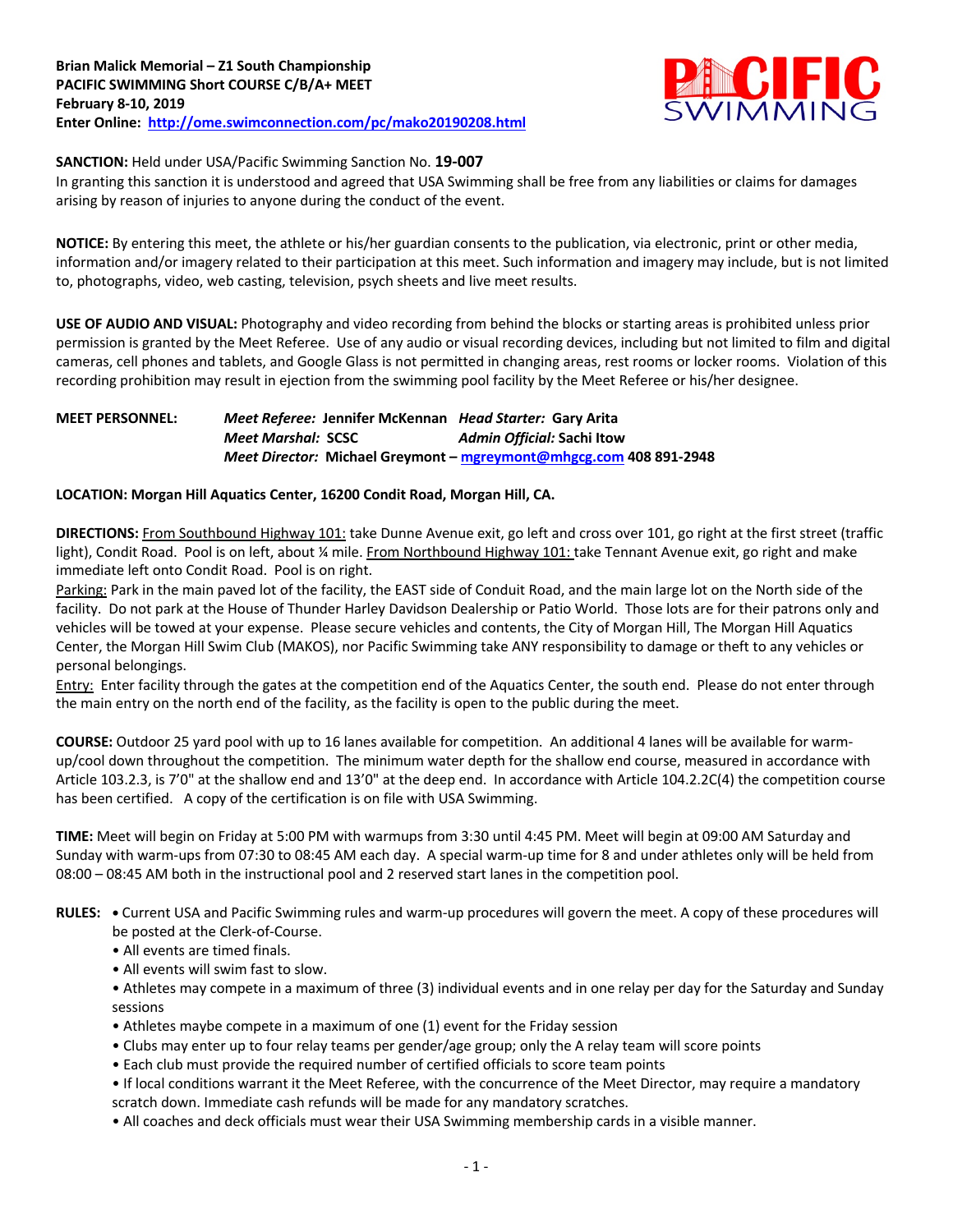**Brian Malick Memorial – Z1 South Championship**
**PACIFIC SWIMMING Short COURSE C/B/A+ MEET**
**February 8-10, 2019**
**Enter Online: [http://ome.swimconnection.com/pc/mako20190208.html](http://ome.swimconnection.com/pc/mako20190208.html)**

**SANCTION:** Held under USA/Pacific Swimming Sanction No. **19-007**
In granting this sanction it is understood and agreed that USA Swimming shall be free from any liabilities or claims for damages arising by reason of injuries to anyone during the conduct of the event.

**NOTICE:** By entering this meet, the athlete or his/her guardian consents to the publication, via electronic, print or other media, information and/or imagery related to their participation at this meet. Such information and imagery may include, but is not limited to, photographs, video, web casting, television, psych sheets and live meet results.

**USE OF AUDIO AND VISUAL:** Photography and video recording from behind the blocks or starting areas is prohibited unless prior permission is granted by the Meet Referee. Use of any audio or visual recording devices, including but not limited to film and digital cameras, cell phones and tablets, and Google Glass is not permitted in changing areas, rest rooms or locker rooms. Violation of this recording prohibition may result in ejection from the swimming pool facility by the Meet Referee or his/her designee.

**MEET PERSONNEL:** *Meet Referee:* **Jennifer McKennan** *Head Starter:* **Gary Arita**
*Meet Marshal:* **SCSC** *Admin Official:* **Sachi Itow**
*Meet Director:* **Michael Greymont – [mgreymont@mhgcg.com](mailto:mgreymont@mhgcg.com) 408 891-2948**

**LOCATION: Morgan Hill Aquatics Center, 16200 Condit Road, Morgan Hill, CA.**

**DIRECTIONS:** From Southbound Highway 101: take Dunne Avenue exit, go left and cross over 101, go right at the first street (traffic light), Condit Road. Pool is on left, about ¼ mile. From Northbound Highway 101: take Tennant Avenue exit, go right and make immediate left onto Condit Road. Pool is on right.
Parking: Park in the main paved lot of the facility, the EAST side of Conduit Road, and the main large lot on the North side of the facility. Do not park at the House of Thunder Harley Davidson Dealership or Patio World. Those lots are for their patrons only and vehicles will be towed at your expense. Please secure vehicles and contents, the City of Morgan Hill, The Morgan Hill Aquatics Center, the Morgan Hill Swim Club (MAKOS), nor Pacific Swimming take ANY responsibility to damage or theft to any vehicles or personal belongings.
Entry: Enter facility through the gates at the competition end of the Aquatics Center, the south end. Please do not enter through the main entry on the north end of the facility, as the facility is open to the public during the meet.

**COURSE:** Outdoor 25 yard pool with up to 16 lanes available for competition. An additional 4 lanes will be available for warm-up/cool down throughout the competition. The minimum water depth for the shallow end course, measured in accordance with Article 103.2.3, is 7'0" at the shallow end and 13'0" at the deep end. In accordance with Article 104.2.2C(4) the competition course has been certified. A copy of the certification is on file with USA Swimming.

**TIME:** Meet will begin on Friday at 5:00 PM with warmups from 3:30 until 4:45 PM. Meet will begin at 09:00 AM Saturday and Sunday with warm-ups from 07:30 to 08:45 AM each day. A special warm-up time for 8 and under athletes only will be held from 08:00 – 08:45 AM both in the instructional pool and 2 reserved start lanes in the competition pool.

**RULES:**
- Current USA and Pacific Swimming rules and warm-up procedures will govern the meet. A copy of these procedures will be posted at the Clerk-of-Course.
- All events are timed finals.
- All events will swim fast to slow.
- Athletes may compete in a maximum of three (3) individual events and in one relay per day for the Saturday and Sunday sessions
- Athletes maybe compete in a maximum of one (1) event for the Friday session
- Clubs may enter up to four relay teams per gender/age group; only the A relay team will score points
- Each club must provide the required number of certified officials to score team points
- If local conditions warrant it the Meet Referee, with the concurrence of the Meet Director, may require a mandatory scratch down. Immediate cash refunds will be made for any mandatory scratches.
- All coaches and deck officials must wear their USA Swimming membership cards in a visible manner.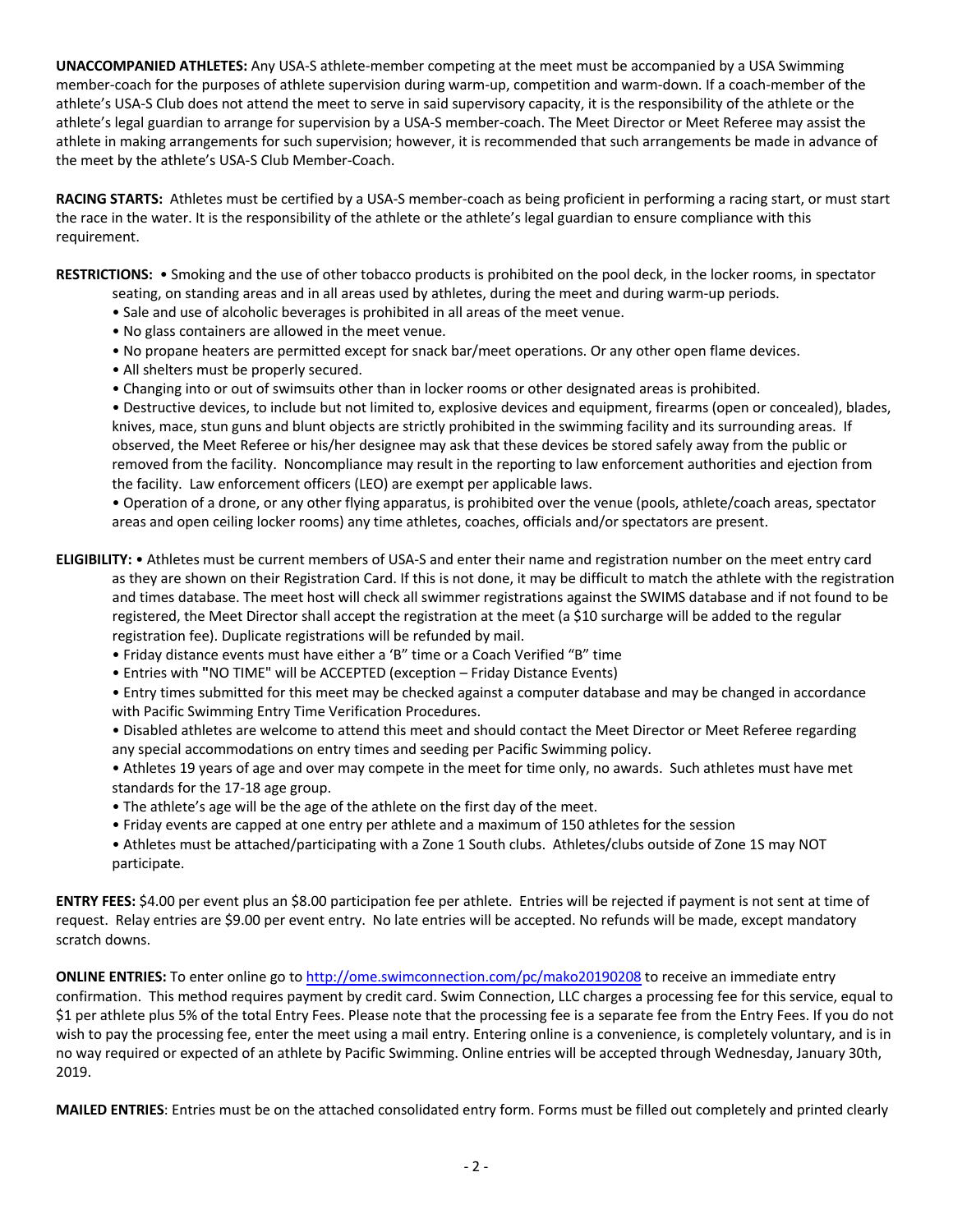**UNACCOMPANIED ATHLETES:** Any USA-S athlete-member competing at the meet must be accompanied by a USA Swimming member-coach for the purposes of athlete supervision during warm-up, competition and warm-down. If a coach-member of the athlete's USA-S Club does not attend the meet to serve in said supervisory capacity, it is the responsibility of the athlete or the athlete's legal guardian to arrange for supervision by a USA-S member-coach. The Meet Director or Meet Referee may assist the athlete in making arrangements for such supervision; however, it is recommended that such arrangements be made in advance of the meet by the athlete's USA-S Club Member-Coach.

**RACING STARTS:** Athletes must be certified by a USA-S member-coach as being proficient in performing a racing start, or must start the race in the water. It is the responsibility of the athlete or the athlete's legal guardian to ensure compliance with this requirement.

**RESTRICTIONS:**
- Smoking and the use of other tobacco products is prohibited on the pool deck, in the locker rooms, in spectator seating, on standing areas and in all areas used by athletes, during the meet and during warm-up periods.
- Sale and use of alcoholic beverages is prohibited in all areas of the meet venue.
- No glass containers are allowed in the meet venue.
- No propane heaters are permitted except for snack bar/meet operations. Or any other open flame devices.
- All shelters must be properly secured.
- Changing into or out of swimsuits other than in locker rooms or other designated areas is prohibited.
- Destructive devices, to include but not limited to, explosive devices and equipment, firearms (open or concealed), blades, knives, mace, stun guns and blunt objects are strictly prohibited in the swimming facility and its surrounding areas. If observed, the Meet Referee or his/her designee may ask that these devices be stored safely away from the public or removed from the facility. Noncompliance may result in the reporting to law enforcement authorities and ejection from the facility. Law enforcement officers (LEO) are exempt per applicable laws.
- Operation of a drone, or any other flying apparatus, is prohibited over the venue (pools, athlete/coach areas, spectator areas and open ceiling locker rooms) any time athletes, coaches, officials and/or spectators are present.

**ELIGIBILITY:**
- Athletes must be current members of USA-S and enter their name and registration number on the meet entry card as they are shown on their Registration Card. If this is not done, it may be difficult to match the athlete with the registration and times database. The meet host will check all swimmer registrations against the SWIMS database and if not found to be registered, the Meet Director shall accept the registration at the meet (a $10 surcharge will be added to the regular registration fee). Duplicate registrations will be refunded by mail.
- Friday distance events must have either a 'B" time or a Coach Verified "B" time
- Entries with "NO TIME" will be ACCEPTED (exception – Friday Distance Events)
- Entry times submitted for this meet may be checked against a computer database and may be changed in accordance with Pacific Swimming Entry Time Verification Procedures.
- Disabled athletes are welcome to attend this meet and should contact the Meet Director or Meet Referee regarding any special accommodations on entry times and seeding per Pacific Swimming policy.
- Athletes 19 years of age and over may compete in the meet for time only, no awards. Such athletes must have met standards for the 17-18 age group.
- The athlete's age will be the age of the athlete on the first day of the meet.
- Friday events are capped at one entry per athlete and a maximum of 150 athletes for the session
- Athletes must be attached/participating with a Zone 1 South clubs. Athletes/clubs outside of Zone 1S may NOT participate.

**ENTRY FEES:** $4.00 per event plus an $8.00 participation fee per athlete. Entries will be rejected if payment is not sent at time of request. Relay entries are $9.00 per event entry. No late entries will be accepted. No refunds will be made, except mandatory scratch downs.

**ONLINE ENTRIES:** To enter online go to http://ome.swimconnection.com/pc/mako20190208 to receive an immediate entry confirmation. This method requires payment by credit card. Swim Connection, LLC charges a processing fee for this service, equal to $1 per athlete plus 5% of the total Entry Fees. Please note that the processing fee is a separate fee from the Entry Fees. If you do not wish to pay the processing fee, enter the meet using a mail entry. Entering online is a convenience, is completely voluntary, and is in no way required or expected of an athlete by Pacific Swimming. Online entries will be accepted through Wednesday, January 30th, 2019.

**MAILED ENTRIES**: Entries must be on the attached consolidated entry form. Forms must be filled out completely and printed clearly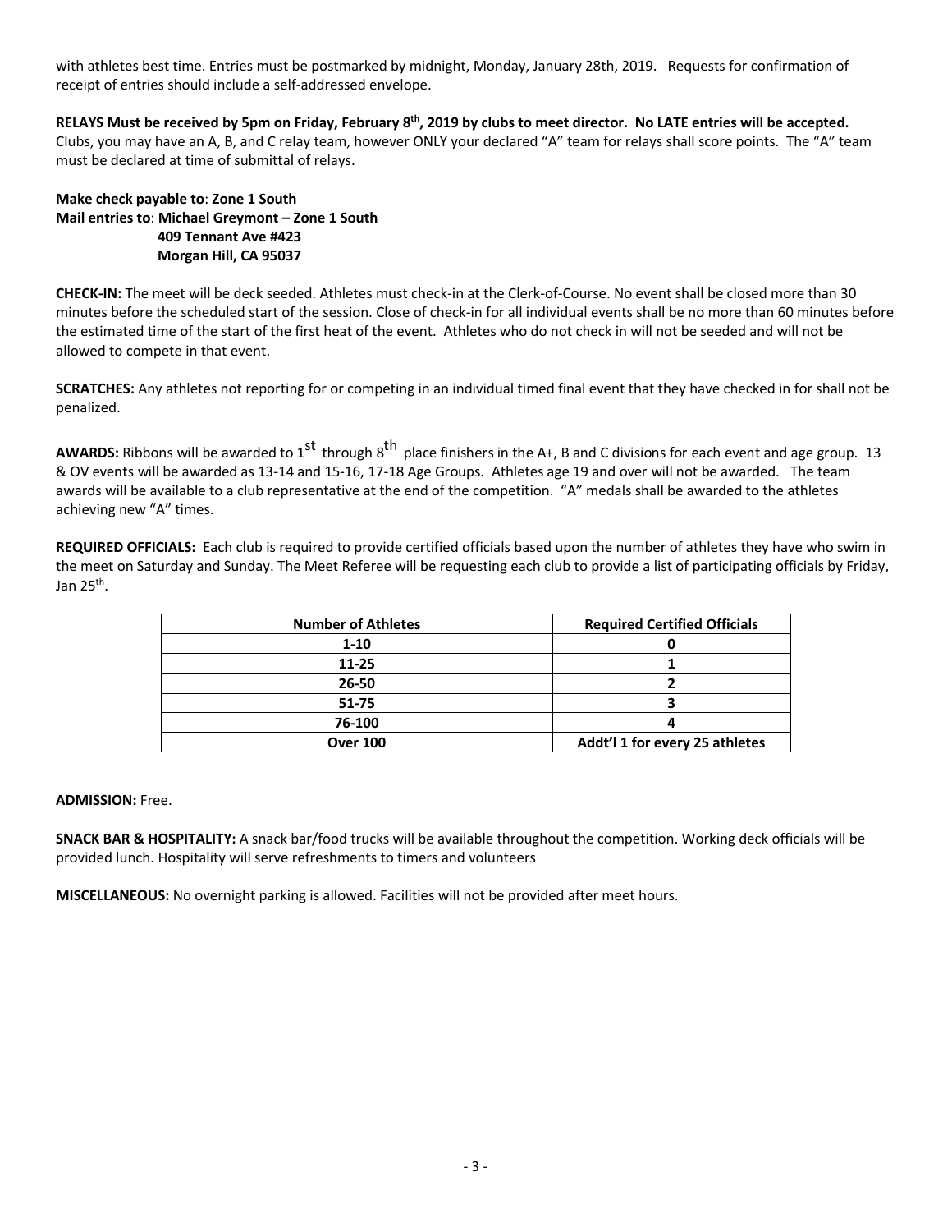with athletes best time. Entries must be postmarked by midnight, Monday, January 28th, 2019. Requests for confirmation of receipt of entries should include a self-addressed envelope.

**RELAYS Must be received by 5pm on Friday, February 8th, 2019 by clubs to meet director. No LATE entries will be accepted.** Clubs, you may have an A, B, and C relay team, however ONLY your declared "A" team for relays shall score points. The "A" team must be declared at time of submittal of relays.

**Make check payable to**: **Zone 1 South**
**Mail entries to**: **Michael Greymont – Zone 1 South**
**409 Tennant Ave #423**
**Morgan Hill, CA 95037**

**CHECK-IN:** The meet will be deck seeded. Athletes must check-in at the Clerk-of-Course. No event shall be closed more than 30 minutes before the scheduled start of the session. Close of check-in for all individual events shall be no more than 60 minutes before the estimated time of the start of the first heat of the event. Athletes who do not check in will not be seeded and will not be allowed to compete in that event.

**SCRATCHES:** Any athletes not reporting for or competing in an individual timed final event that they have checked in for shall not be penalized.

**AWARDS:** Ribbons will be awarded to 1st through 8th place finishers in the A+, B and C divisions for each event and age group. 13 & OV events will be awarded as 13-14 and 15-16, 17-18 Age Groups. Athletes age 19 and over will not be awarded. The team awards will be available to a club representative at the end of the competition. "A" medals shall be awarded to the athletes achieving new "A" times.

**REQUIRED OFFICIALS:** Each club is required to provide certified officials based upon the number of athletes they have who swim in the meet on Saturday and Sunday. The Meet Referee will be requesting each club to provide a list of participating officials by Friday, Jan 25th.

| Number of Athletes | Required Certified Officials |
|---|---|
| 1-10 | 0 |
| 11-25 | 1 |
| 26-50 | 2 |
| 51-75 | 3 |
| 76-100 | 4 |
| Over 100 | Addt'l 1 for every 25 athletes |

**ADMISSION:** Free.

**SNACK BAR & HOSPITALITY:** A snack bar/food trucks will be available throughout the competition. Working deck officials will be provided lunch. Hospitality will serve refreshments to timers and volunteers

**MISCELLANEOUS:** No overnight parking is allowed. Facilities will not be provided after meet hours.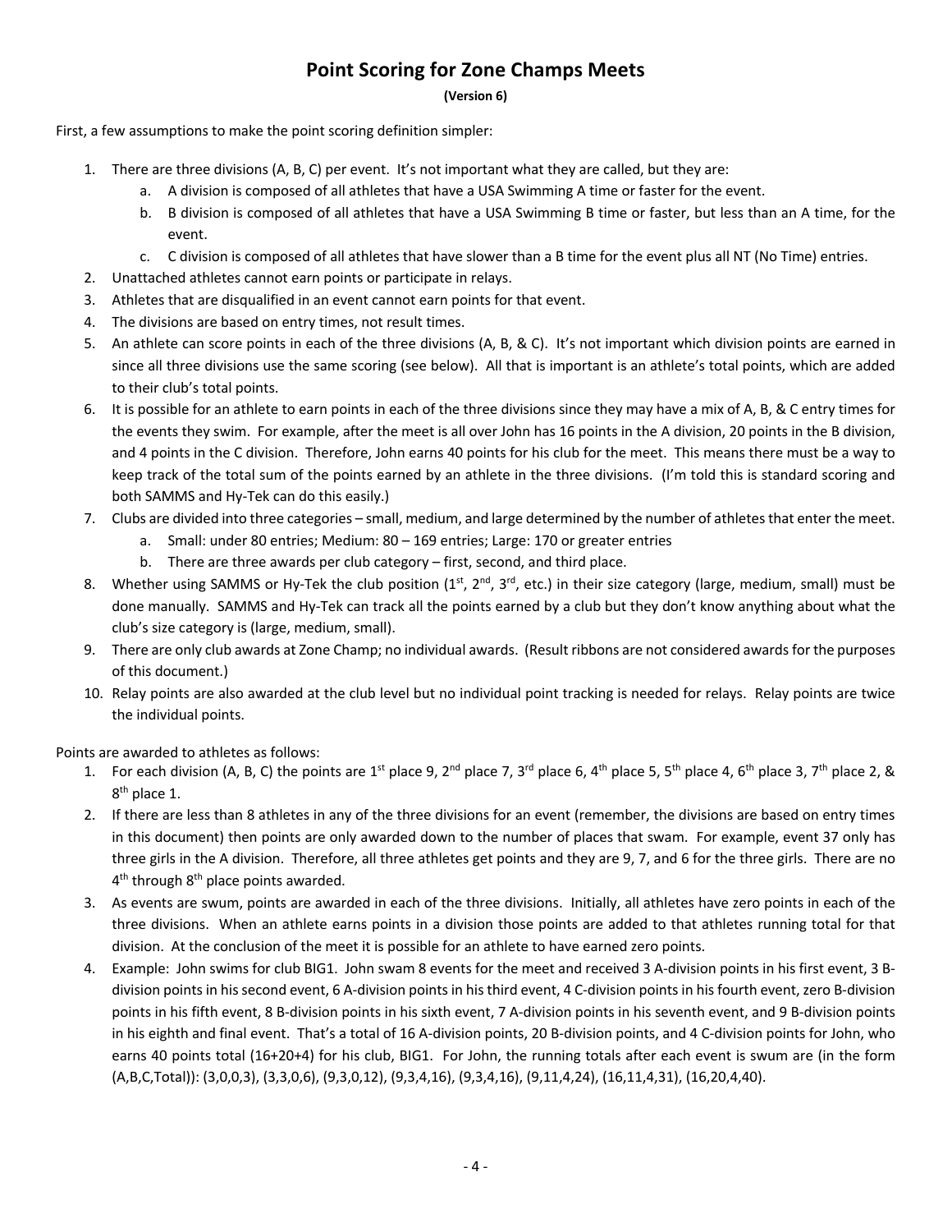# Point Scoring for Zone Champs Meets

**(Version 6)**

First, a few assumptions to make the point scoring definition simpler:

1. There are three divisions (A, B, C) per event. It's not important what they are called, but they are:
   a. A division is composed of all athletes that have a USA Swimming A time or faster for the event.
   b. B division is composed of all athletes that have a USA Swimming B time or faster, but less than an A time, for the event.
   c. C division is composed of all athletes that have slower than a B time for the event plus all NT (No Time) entries.
2. Unattached athletes cannot earn points or participate in relays.
3. Athletes that are disqualified in an event cannot earn points for that event.
4. The divisions are based on entry times, not result times.
5. An athlete can score points in each of the three divisions (A, B, & C). It's not important which division points are earned in since all three divisions use the same scoring (see below). All that is important is an athlete's total points, which are added to their club's total points.
6. It is possible for an athlete to earn points in each of the three divisions since they may have a mix of A, B, & C entry times for the events they swim. For example, after the meet is all over John has 16 points in the A division, 20 points in the B division, and 4 points in the C division. Therefore, John earns 40 points for his club for the meet. This means there must be a way to keep track of the total sum of the points earned by an athlete in the three divisions. (I'm told this is standard scoring and both SAMMS and Hy-Tek can do this easily.)
7. Clubs are divided into three categories – small, medium, and large determined by the number of athletes that enter the meet.
   a. Small: under 80 entries; Medium: 80 – 169 entries; Large: 170 or greater entries
   b. There are three awards per club category – first, second, and third place.
8. Whether using SAMMS or Hy-Tek the club position (1st, 2nd, 3rd, etc.) in their size category (large, medium, small) must be done manually. SAMMS and Hy-Tek can track all the points earned by a club but they don't know anything about what the club's size category is (large, medium, small).
9. There are only club awards at Zone Champ; no individual awards. (Result ribbons are not considered awards for the purposes of this document.)
10. Relay points are also awarded at the club level but no individual point tracking is needed for relays. Relay points are twice the individual points.

Points are awarded to athletes as follows:

1. For each division (A, B, C) the points are 1st place 9, 2nd place 7, 3rd place 6, 4th place 5, 5th place 4, 6th place 3, 7th place 2, & 8th place 1.
2. If there are less than 8 athletes in any of the three divisions for an event (remember, the divisions are based on entry times in this document) then points are only awarded down to the number of places that swam. For example, event 37 only has three girls in the A division. Therefore, all three athletes get points and they are 9, 7, and 6 for the three girls. There are no 4th through 8th place points awarded.
3. As events are swum, points are awarded in each of the three divisions. Initially, all athletes have zero points in each of the three divisions. When an athlete earns points in a division those points are added to that athletes running total for that division. At the conclusion of the meet it is possible for an athlete to have earned zero points.
4. Example: John swims for club BIG1. John swam 8 events for the meet and received 3 A-division points in his first event, 3 B-division points in his second event, 6 A-division points in his third event, 4 C-division points in his fourth event, zero B-division points in his fifth event, 8 B-division points in his sixth event, 7 A-division points in his seventh event, and 9 B-division points in his eighth and final event. That's a total of 16 A-division points, 20 B-division points, and 4 C-division points for John, who earns 40 points total (16+20+4) for his club, BIG1. For John, the running totals after each event is swum are (in the form (A,B,C,Total)): (3,0,0,3), (3,3,0,6), (9,3,0,12), (9,3,4,16), (9,3,4,16), (9,11,4,24), (16,11,4,31), (16,20,4,40).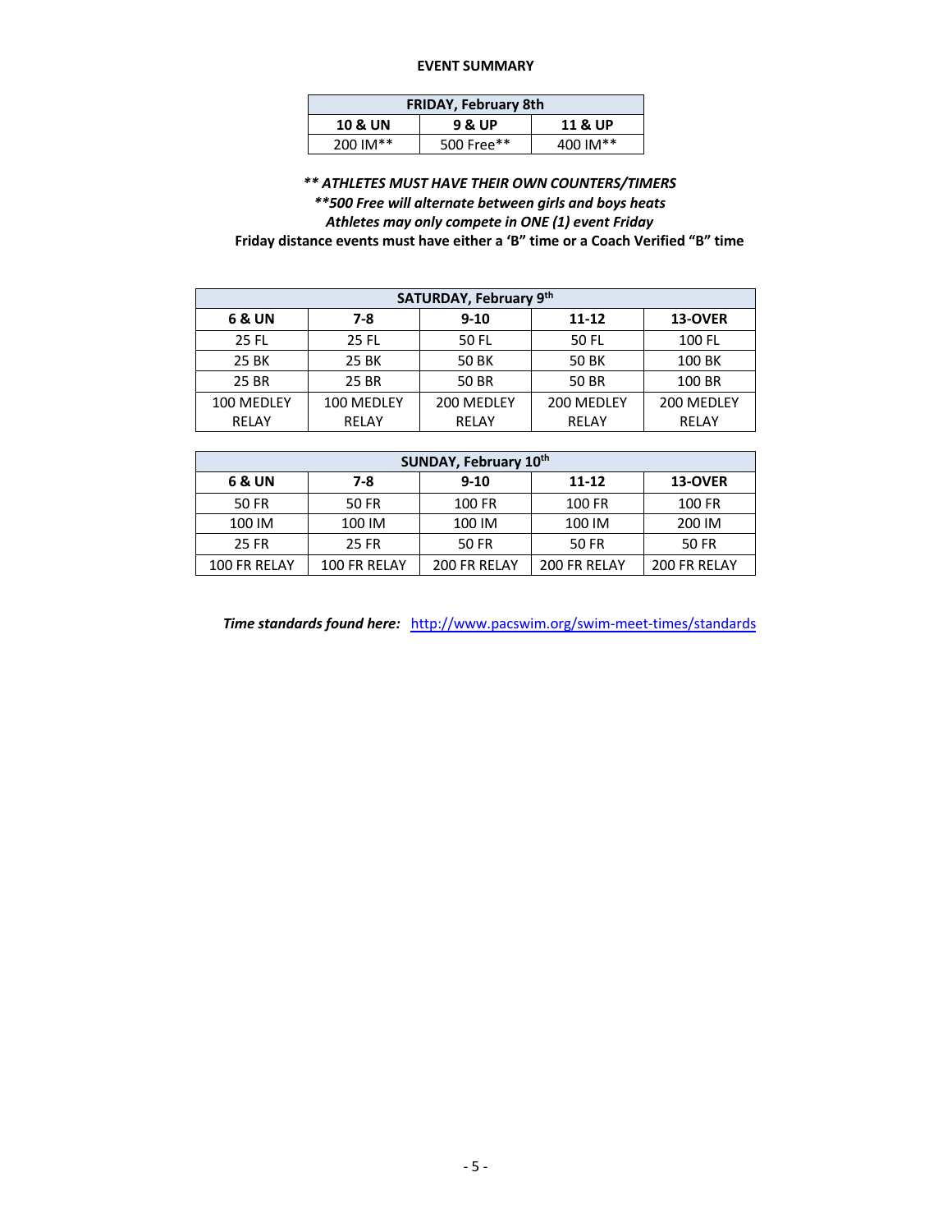## EVENT SUMMARY

| FRIDAY, February 8th | | |
|---|---|---|
| **10 & UN** | **9 & UP** | **11 & UP** |
| 200 IM** | 500 Free** | 400 IM** |

***\*\* ATHLETES MUST HAVE THEIR OWN COUNTERS/TIMERS***
***\*\*500 Free will alternate between girls and boys heats***
*Athletes may only compete in ONE (1) event Friday*
**Friday distance events must have either a 'B" time or a Coach Verified "B" time**

| SATURDAY, February 9th | | | | |
|---|---|---|---|---|
| **6 & UN** | **7-8** | **9-10** | **11-12** | **13-OVER** |
| 25 FL | 25 FL | 50 FL | 50 FL | 100 FL |
| 25 BK | 25 BK | 50 BK | 50 BK | 100 BK |
| 25 BR | 25 BR | 50 BR | 50 BR | 100 BR |
| 100 MEDLEY RELAY | 100 MEDLEY RELAY | 200 MEDLEY RELAY | 200 MEDLEY RELAY | 200 MEDLEY RELAY |

| SUNDAY, February 10th | | | | |
|---|---|---|---|---|
| **6 & UN** | **7-8** | **9-10** | **11-12** | **13-OVER** |
| 50 FR | 50 FR | 100 FR | 100 FR | 100 FR |
| 100 IM | 100 IM | 100 IM | 100 IM | 200 IM |
| 25 FR | 25 FR | 50 FR | 50 FR | 50 FR |
| 100 FR RELAY | 100 FR RELAY | 200 FR RELAY | 200 FR RELAY | 200 FR RELAY |

***Time standards found here:*** http://www.pacswim.org/swim-meet-times/standards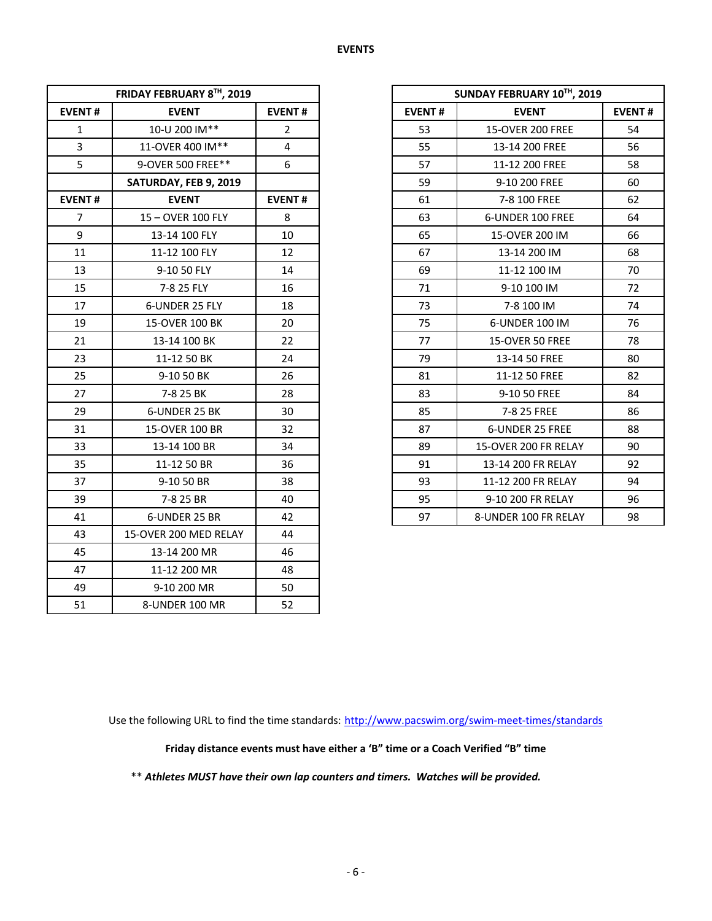# EVENTS

| FRIDAY FEBRUARY 8TH, 2019 | | |
|---|---|---|
| **EVENT #** | **EVENT** | **EVENT #** |
| 1 | 10-U 200 IM** | 2 |
| 3 | 11-OVER 400 IM** | 4 |
| 5 | 9-OVER 500 FREE** | 6 |
| | **SATURDAY, FEB 9, 2019** | |
| **EVENT #** | **EVENT** | **EVENT #** |
| 7 | 15 – OVER 100 FLY | 8 |
| 9 | 13-14 100 FLY | 10 |
| 11 | 11-12 100 FLY | 12 |
| 13 | 9-10 50 FLY | 14 |
| 15 | 7-8 25 FLY | 16 |
| 17 | 6-UNDER 25 FLY | 18 |
| 19 | 15-OVER 100 BK | 20 |
| 21 | 13-14 100 BK | 22 |
| 23 | 11-12 50 BK | 24 |
| 25 | 9-10 50 BK | 26 |
| 27 | 7-8 25 BK | 28 |
| 29 | 6-UNDER 25 BK | 30 |
| 31 | 15-OVER 100 BR | 32 |
| 33 | 13-14 100 BR | 34 |
| 35 | 11-12 50 BR | 36 |
| 37 | 9-10 50 BR | 38 |
| 39 | 7-8 25 BR | 40 |
| 41 | 6-UNDER 25 BR | 42 |
| 43 | 15-OVER 200 MED RELAY | 44 |
| 45 | 13-14 200 MR | 46 |
| 47 | 11-12 200 MR | 48 |
| 49 | 9-10 200 MR | 50 |
| 51 | 8-UNDER 100 MR | 52 |

| SUNDAY FEBRUARY 10TH, 2019 | | |
|---|---|---|
| **EVENT #** | **EVENT** | **EVENT #** |
| 53 | 15-OVER 200 FREE | 54 |
| 55 | 13-14 200 FREE | 56 |
| 57 | 11-12 200 FREE | 58 |
| 59 | 9-10 200 FREE | 60 |
| 61 | 7-8 100 FREE | 62 |
| 63 | 6-UNDER 100 FREE | 64 |
| 65 | 15-OVER 200 IM | 66 |
| 67 | 13-14 200 IM | 68 |
| 69 | 11-12 100 IM | 70 |
| 71 | 9-10 100 IM | 72 |
| 73 | 7-8 100 IM | 74 |
| 75 | 6-UNDER 100 IM | 76 |
| 77 | 15-OVER 50 FREE | 78 |
| 79 | 13-14 50 FREE | 80 |
| 81 | 11-12 50 FREE | 82 |
| 83 | 9-10 50 FREE | 84 |
| 85 | 7-8 25 FREE | 86 |
| 87 | 6-UNDER 25 FREE | 88 |
| 89 | 15-OVER 200 FR RELAY | 90 |
| 91 | 13-14 200 FR RELAY | 92 |
| 93 | 11-12 200 FR RELAY | 94 |
| 95 | 9-10 200 FR RELAY | 96 |
| 97 | 8-UNDER 100 FR RELAY | 98 |

Use the following URL to find the time standards: http://www.pacswim.org/swim-meet-times/standards

**Friday distance events must have either a 'B" time or a Coach Verified "B" time**

** ***Athletes MUST have their own lap counters and timers. Watches will be provided.***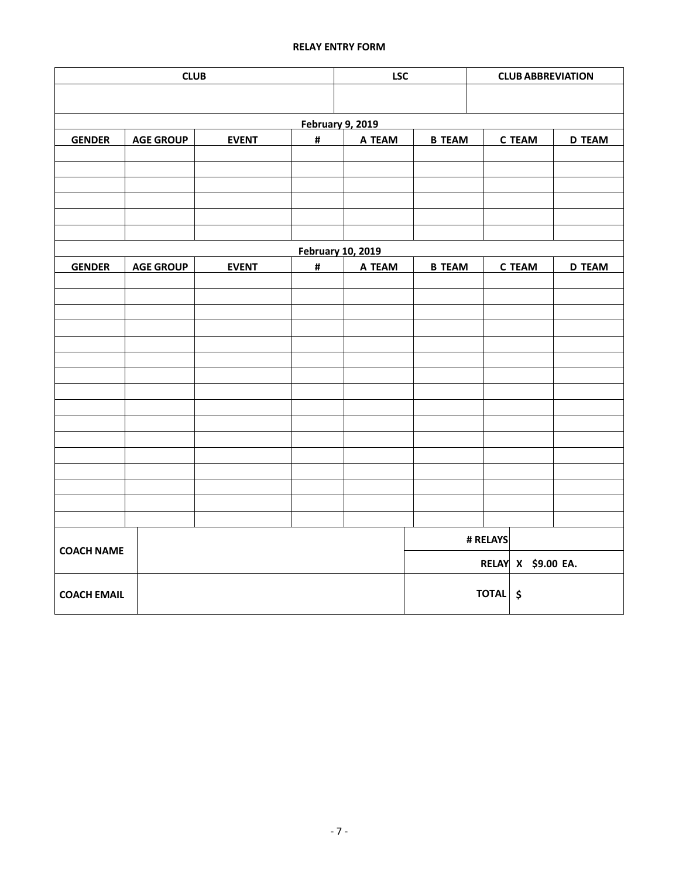**RELAY ENTRY FORM**

| CLUB | LSC | CLUB ABBREVIATION |
|---|---|---|
| | | |

| **February 9, 2019** | | | | | | | |
|---|---|---|---|---|---|---|---|
| **GENDER** | **AGE GROUP** | **EVENT** | **#** | **A TEAM** | **B TEAM** | **C TEAM** | **D TEAM** |
| | | | | | | | |
| | | | | | | | |
| | | | | | | | |
| | | | | | | | |
| | | | | | | | |
| | | | | | | | |
| **February 10, 2019** | | | | | | | |
| **GENDER** | **AGE GROUP** | **EVENT** | **#** | **A TEAM** | **B TEAM** | **C TEAM** | **D TEAM** |
| | | | | | | | |
| | | | | | | | |
| | | | | | | | |
| | | | | | | | |
| | | | | | | | |
| | | | | | | | |
| | | | | | | | |
| | | | | | | | |
| | | | | | | | |
| | | | | | | | |
| | | | | | | | |
| | | | | | | | |
| | | | | | | | |
| | | | | | | | |
| | | | | | | | |
| | | | | | | | |

| | | | |
|---|---|---|---|
| **COACH NAME** | | **# RELAYS** | |
| | | **RELAY** | **X $9.00 EA.** |
| **COACH EMAIL** | | **TOTAL** | **$** |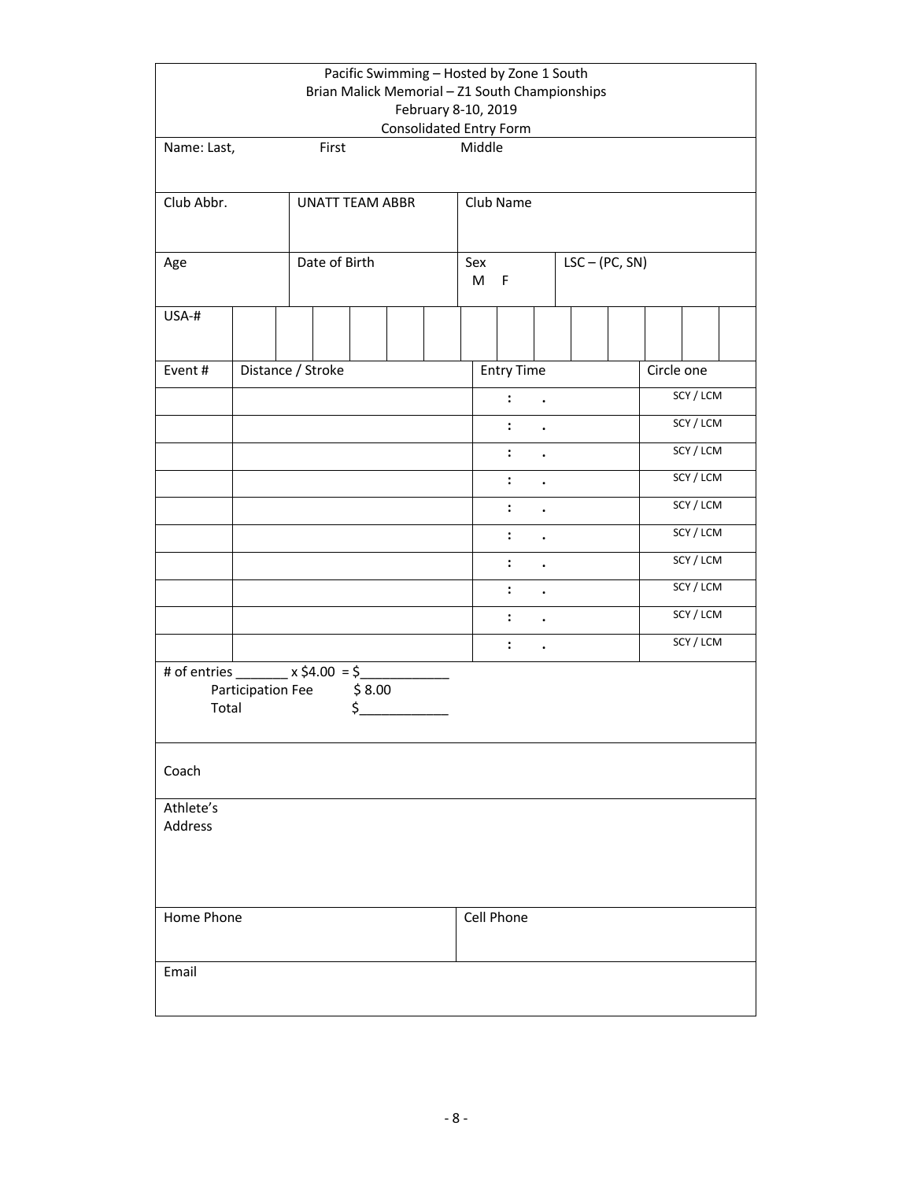Pacific Swimming – Hosted by Zone 1 South
Brian Malick Memorial – Z1 South Championships
February 8-10, 2019
Consolidated Entry Form

| Name: Last, | First | Middle |
|---|---|---|
| | | |

| Club Abbr. | UNATT TEAM ABBR | Club Name |
|---|---|---|
| | | |

| Age | Date of Birth | Sex M F | LSC – (PC, SN) |
|---|---|---|---|
| | | | |

| USA-# | | | | | | | | | | | | | | |
|---|---|---|---|---|---|---|---|---|---|---|---|---|---|---|
| | | | | | | | | | | | | | | |

| Event # | Distance / Stroke | Entry Time | Circle one |
|---|---|---|---|
| | | : . | SCY / LCM |
| | | : . | SCY / LCM |
| | | : . | SCY / LCM |
| | | : . | SCY / LCM |
| | | : . | SCY / LCM |
| | | : . | SCY / LCM |
| | | : . | SCY / LCM |
| | | : . | SCY / LCM |
| | | : . | SCY / LCM |
| | | : . | SCY / LCM |

# of entries _______ x $4.00 = $____________
Participation Fee $ 8.00
Total $____________

Coach

Athlete's Address

| Home Phone | Cell Phone |
|---|---|
| | |

Email